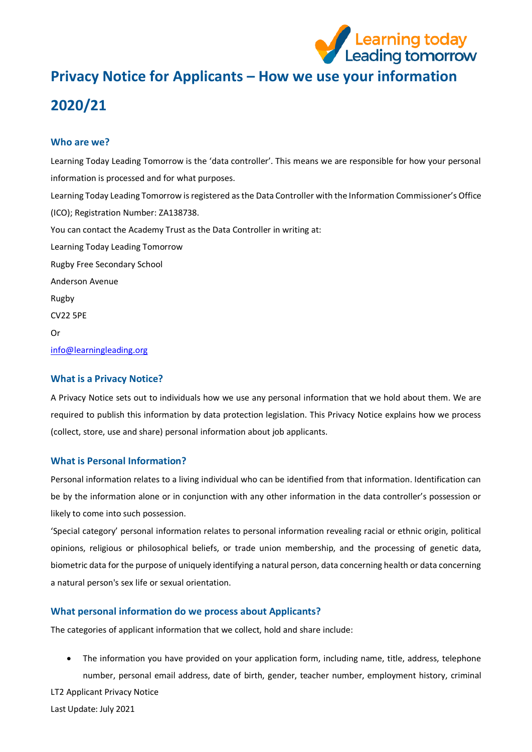# Privacy Notice for Applicants – How we use your information 2020/21

## Who are we?

Learning Today Leading Tomorrow is the 'data controller'. This means we are responsible for how your personal information is processed and for what purposes.

Learning Today Leading Tomorrow is registered as the Data Controller with the Information Commissioner's Office (ICO); Registration Number: ZA138738.

You can contact the Academy Trust as the Data Controller in writing at:

Learning Today Leading Tomorrow
Rugby Free Secondary School
Anderson Avenue
Rugby
CV22 5PE

Or

info@learningleading.org

## What is a Privacy Notice?

A Privacy Notice sets out to individuals how we use any personal information that we hold about them. We are required to publish this information by data protection legislation. This Privacy Notice explains how we process (collect, store, use and share) personal information about job applicants.

## What is Personal Information?

Personal information relates to a living individual who can be identified from that information. Identification can be by the information alone or in conjunction with any other information in the data controller's possession or likely to come into such possession.

'Special category' personal information relates to personal information revealing racial or ethnic origin, political opinions, religious or philosophical beliefs, or trade union membership, and the processing of genetic data, biometric data for the purpose of uniquely identifying a natural person, data concerning health or data concerning a natural person's sex life or sexual orientation.

## What personal information do we process about Applicants?

The categories of applicant information that we collect, hold and share include:

- The information you have provided on your application form, including name, title, address, telephone number, personal email address, date of birth, gender, teacher number, employment history, criminal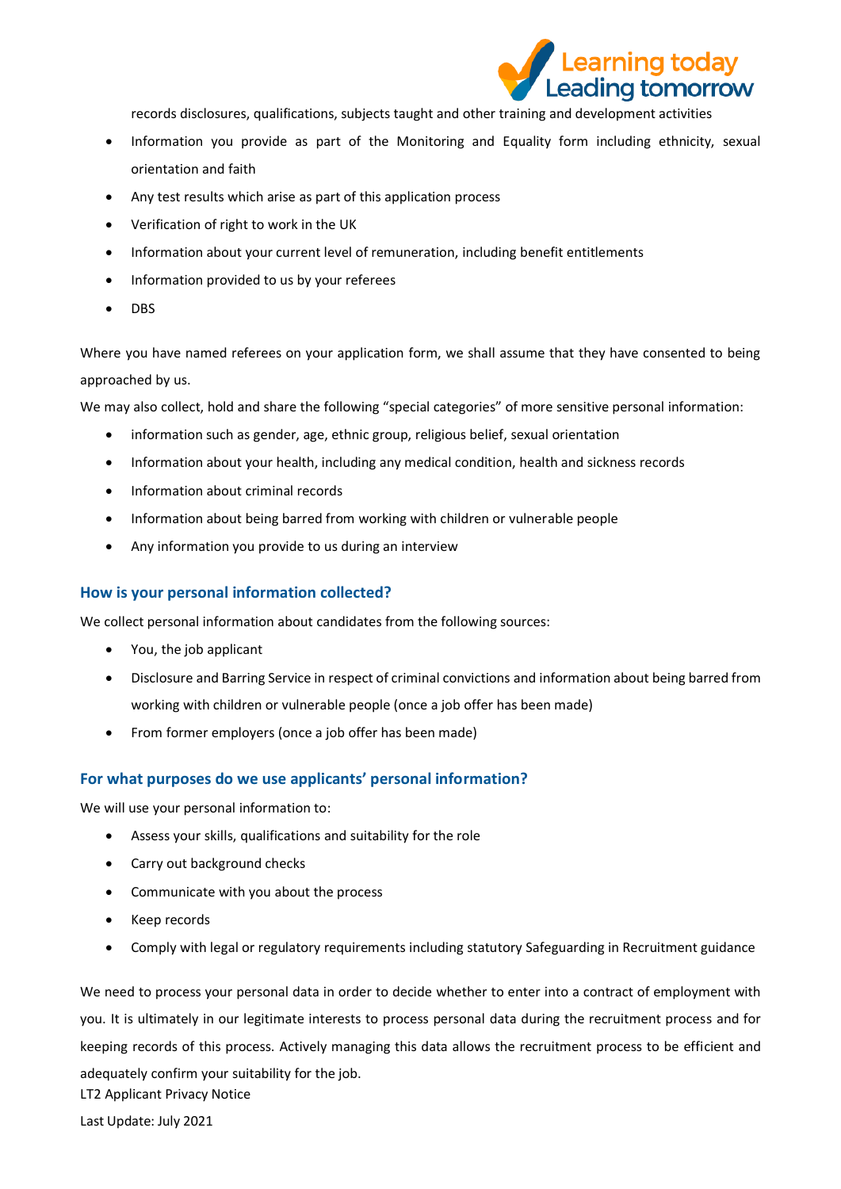records disclosures, qualifications, subjects taught and other training and development activities

- Information you provide as part of the Monitoring and Equality form including ethnicity, sexual orientation and faith
- Any test results which arise as part of this application process
- Verification of right to work in the UK
- Information about your current level of remuneration, including benefit entitlements
- Information provided to us by your referees
- DBS

Where you have named referees on your application form, we shall assume that they have consented to being approached by us.

We may also collect, hold and share the following "special categories" of more sensitive personal information:

- information such as gender, age, ethnic group, religious belief, sexual orientation
- Information about your health, including any medical condition, health and sickness records
- Information about criminal records
- Information about being barred from working with children or vulnerable people
- Any information you provide to us during an interview

### How is your personal information collected?

We collect personal information about candidates from the following sources:

- You, the job applicant
- Disclosure and Barring Service in respect of criminal convictions and information about being barred from working with children or vulnerable people (once a job offer has been made)
- From former employers (once a job offer has been made)

### For what purposes do we use applicants' personal information?

We will use your personal information to:

- Assess your skills, qualifications and suitability for the role
- Carry out background checks
- Communicate with you about the process
- Keep records
- Comply with legal or regulatory requirements including statutory Safeguarding in Recruitment guidance

We need to process your personal data in order to decide whether to enter into a contract of employment with you. It is ultimately in our legitimate interests to process personal data during the recruitment process and for keeping records of this process. Actively managing this data allows the recruitment process to be efficient and adequately confirm your suitability for the job.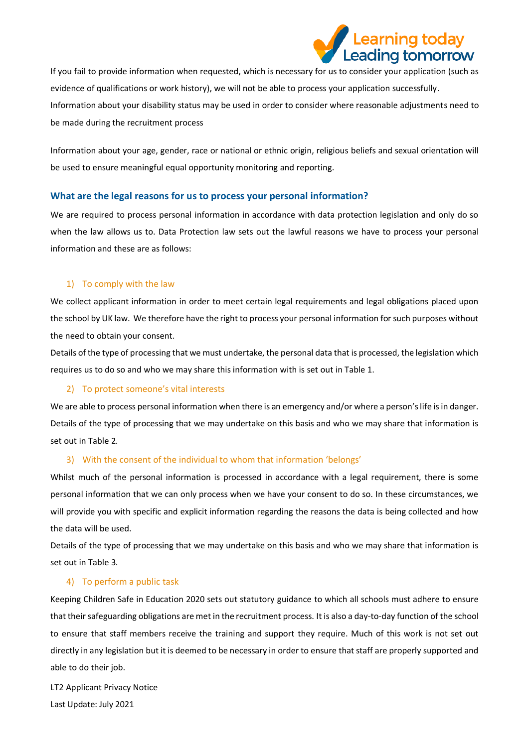If you fail to provide information when requested, which is necessary for us to consider your application (such as evidence of qualifications or work history), we will not be able to process your application successfully. Information about your disability status may be used in order to consider where reasonable adjustments need to be made during the recruitment process

Information about your age, gender, race or national or ethnic origin, religious beliefs and sexual orientation will be used to ensure meaningful equal opportunity monitoring and reporting.

## What are the legal reasons for us to process your personal information?

We are required to process personal information in accordance with data protection legislation and only do so when the law allows us to. Data Protection law sets out the lawful reasons we have to process your personal information and these are as follows:

### 1) To comply with the law

We collect applicant information in order to meet certain legal requirements and legal obligations placed upon the school by UK law. We therefore have the right to process your personal information for such purposes without the need to obtain your consent.

Details of the type of processing that we must undertake, the personal data that is processed, the legislation which requires us to do so and who we may share this information with is set out in Table 1.

### 2) To protect someone's vital interests

We are able to process personal information when there is an emergency and/or where a person's life is in danger. Details of the type of processing that we may undertake on this basis and who we may share that information is set out in Table 2.

### 3) With the consent of the individual to whom that information 'belongs'

Whilst much of the personal information is processed in accordance with a legal requirement, there is some personal information that we can only process when we have your consent to do so. In these circumstances, we will provide you with specific and explicit information regarding the reasons the data is being collected and how the data will be used.

Details of the type of processing that we may undertake on this basis and who we may share that information is set out in Table 3.

### 4) To perform a public task

Keeping Children Safe in Education 2020 sets out statutory guidance to which all schools must adhere to ensure that their safeguarding obligations are met in the recruitment process. It is also a day-to-day function of the school to ensure that staff members receive the training and support they require. Much of this work is not set out directly in any legislation but it is deemed to be necessary in order to ensure that staff are properly supported and able to do their job.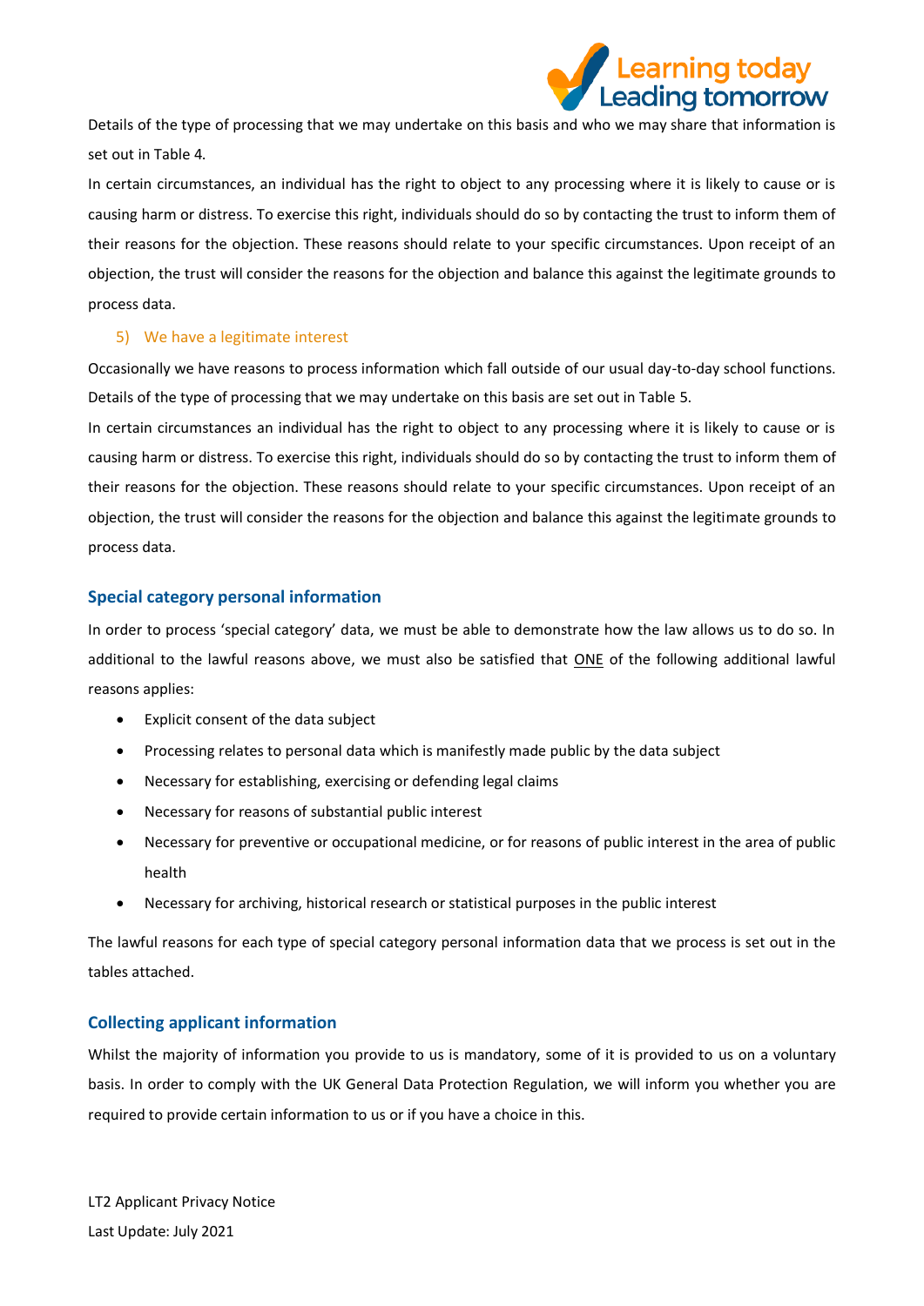Details of the type of processing that we may undertake on this basis and who we may share that information is set out in Table 4.

In certain circumstances, an individual has the right to object to any processing where it is likely to cause or is causing harm or distress. To exercise this right, individuals should do so by contacting the trust to inform them of their reasons for the objection. These reasons should relate to your specific circumstances. Upon receipt of an objection, the trust will consider the reasons for the objection and balance this against the legitimate grounds to process data.

### 5) We have a legitimate interest

Occasionally we have reasons to process information which fall outside of our usual day-to-day school functions. Details of the type of processing that we may undertake on this basis are set out in Table 5.

In certain circumstances an individual has the right to object to any processing where it is likely to cause or is causing harm or distress. To exercise this right, individuals should do so by contacting the trust to inform them of their reasons for the objection. These reasons should relate to your specific circumstances. Upon receipt of an objection, the trust will consider the reasons for the objection and balance this against the legitimate grounds to process data.

## Special category personal information

In order to process 'special category' data, we must be able to demonstrate how the law allows us to do so. In additional to the lawful reasons above, we must also be satisfied that ONE of the following additional lawful reasons applies:

- Explicit consent of the data subject
- Processing relates to personal data which is manifestly made public by the data subject
- Necessary for establishing, exercising or defending legal claims
- Necessary for reasons of substantial public interest
- Necessary for preventive or occupational medicine, or for reasons of public interest in the area of public health
- Necessary for archiving, historical research or statistical purposes in the public interest

The lawful reasons for each type of special category personal information data that we process is set out in the tables attached.

## Collecting applicant information

Whilst the majority of information you provide to us is mandatory, some of it is provided to us on a voluntary basis. In order to comply with the UK General Data Protection Regulation, we will inform you whether you are required to provide certain information to us or if you have a choice in this.

LT2 Applicant Privacy Notice
Last Update: July 2021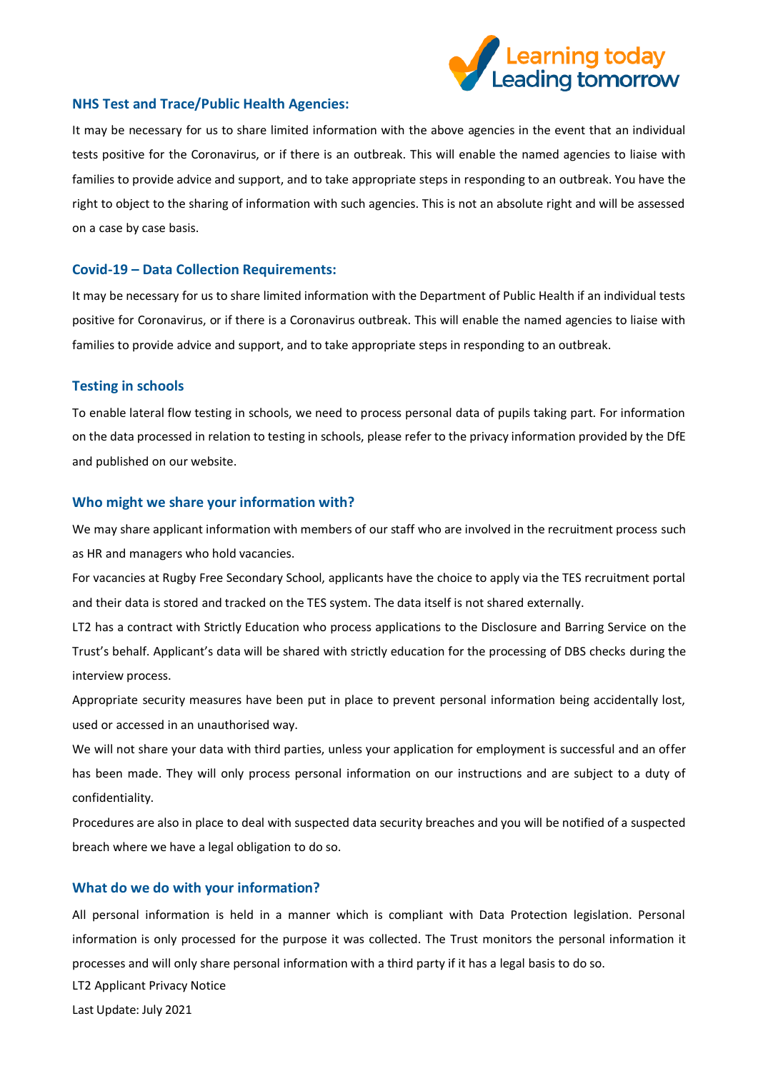### NHS Test and Trace/Public Health Agencies:

It may be necessary for us to share limited information with the above agencies in the event that an individual tests positive for the Coronavirus, or if there is an outbreak. This will enable the named agencies to liaise with families to provide advice and support, and to take appropriate steps in responding to an outbreak. You have the right to object to the sharing of information with such agencies. This is not an absolute right and will be assessed on a case by case basis.

### Covid-19 – Data Collection Requirements:

It may be necessary for us to share limited information with the Department of Public Health if an individual tests positive for Coronavirus, or if there is a Coronavirus outbreak. This will enable the named agencies to liaise with families to provide advice and support, and to take appropriate steps in responding to an outbreak.

### Testing in schools

To enable lateral flow testing in schools, we need to process personal data of pupils taking part. For information on the data processed in relation to testing in schools, please refer to the privacy information provided by the DfE and published on our website.

### Who might we share your information with?

We may share applicant information with members of our staff who are involved in the recruitment process such as HR and managers who hold vacancies.

For vacancies at Rugby Free Secondary School, applicants have the choice to apply via the TES recruitment portal and their data is stored and tracked on the TES system. The data itself is not shared externally.

LT2 has a contract with Strictly Education who process applications to the Disclosure and Barring Service on the Trust's behalf. Applicant's data will be shared with strictly education for the processing of DBS checks during the interview process.

Appropriate security measures have been put in place to prevent personal information being accidentally lost, used or accessed in an unauthorised way.

We will not share your data with third parties, unless your application for employment is successful and an offer has been made. They will only process personal information on our instructions and are subject to a duty of confidentiality.

Procedures are also in place to deal with suspected data security breaches and you will be notified of a suspected breach where we have a legal obligation to do so.

### What do we do with your information?

All personal information is held in a manner which is compliant with Data Protection legislation. Personal information is only processed for the purpose it was collected. The Trust monitors the personal information it processes and will only share personal information with a third party if it has a legal basis to do so.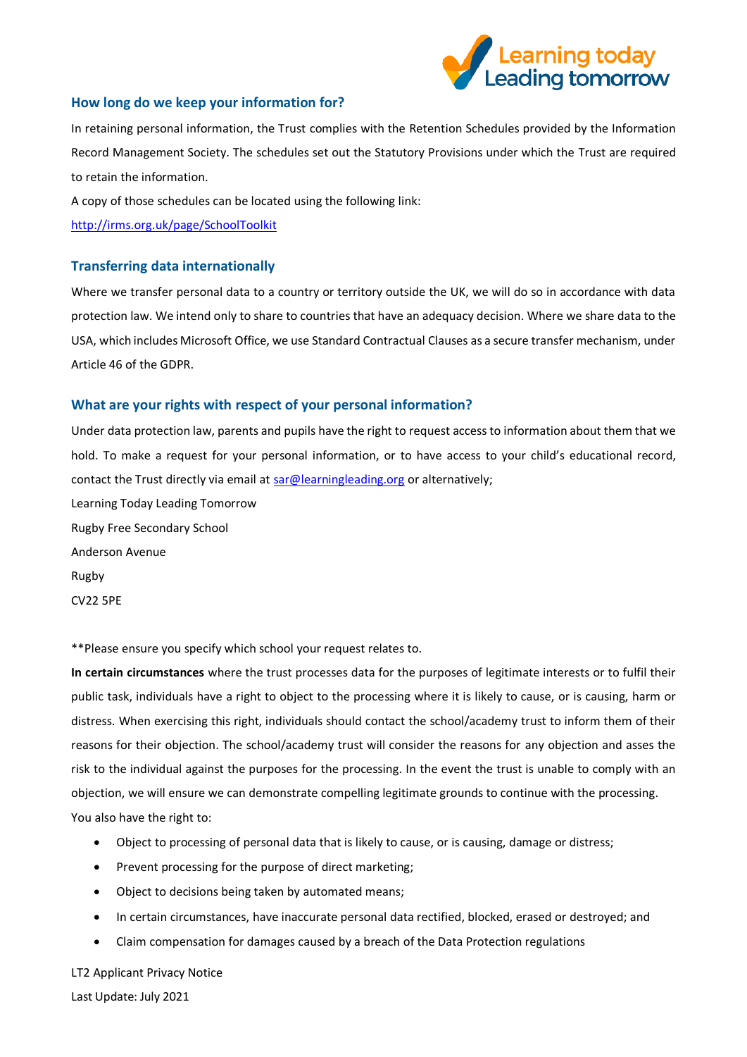## How long do we keep your information for?

In retaining personal information, the Trust complies with the Retention Schedules provided by the Information Record Management Society. The schedules set out the Statutory Provisions under which the Trust are required to retain the information.

A copy of those schedules can be located using the following link:

http://irms.org.uk/page/SchoolToolkit

## Transferring data internationally

Where we transfer personal data to a country or territory outside the UK, we will do so in accordance with data protection law. We intend only to share to countries that have an adequacy decision. Where we share data to the USA, which includes Microsoft Office, we use Standard Contractual Clauses as a secure transfer mechanism, under Article 46 of the GDPR.

## What are your rights with respect of your personal information?

Under data protection law, parents and pupils have the right to request access to information about them that we hold. To make a request for your personal information, or to have access to your child's educational record, contact the Trust directly via email at sar@learningleading.org or alternatively;

Learning Today Leading Tomorrow

Rugby Free Secondary School

Anderson Avenue

Rugby

CV22 5PE

**Please ensure you specify which school your request relates to.

**In certain circumstances** where the trust processes data for the purposes of legitimate interests or to fulfil their public task, individuals have a right to object to the processing where it is likely to cause, or is causing, harm or distress. When exercising this right, individuals should contact the school/academy trust to inform them of their reasons for their objection. The school/academy trust will consider the reasons for any objection and asses the risk to the individual against the purposes for the processing. In the event the trust is unable to comply with an objection, we will ensure we can demonstrate compelling legitimate grounds to continue with the processing.

You also have the right to:

- Object to processing of personal data that is likely to cause, or is causing, damage or distress;
- Prevent processing for the purpose of direct marketing;
- Object to decisions being taken by automated means;
- In certain circumstances, have inaccurate personal data rectified, blocked, erased or destroyed; and
- Claim compensation for damages caused by a breach of the Data Protection regulations

LT2 Applicant Privacy Notice

Last Update: July 2021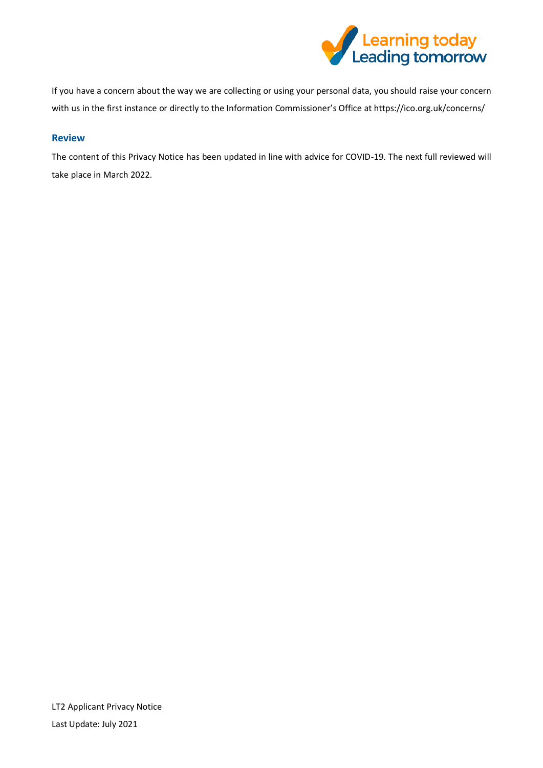If you have a concern about the way we are collecting or using your personal data, you should raise your concern with us in the first instance or directly to the Information Commissioner's Office at https://ico.org.uk/concerns/

## Review

The content of this Privacy Notice has been updated in line with advice for COVID-19. The next full reviewed will take place in March 2022.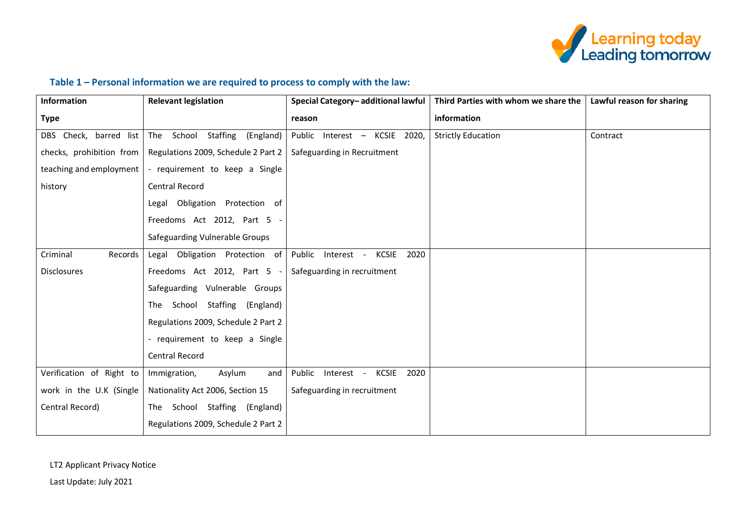### Table 1 – Personal information we are required to process to comply with the law:

| Information Type | Relevant legislation | Special Category– additional lawful reason | Third Parties with whom we share the information | Lawful reason for sharing |
|---|---|---|---|---|
| DBS Check, barred list checks, prohibition from teaching and employment history | The School Staffing (England) Regulations 2009, Schedule 2 Part 2 - requirement to keep a Single Central Record<br>Legal Obligation Protection of Freedoms Act 2012, Part 5 - Safeguarding Vulnerable Groups | Public Interest – KCSIE 2020, Safeguarding in Recruitment | Strictly Education | Contract |
| Criminal Records Disclosures | Legal Obligation Protection of Freedoms Act 2012, Part 5 - Safeguarding Vulnerable Groups<br>The School Staffing (England) Regulations 2009, Schedule 2 Part 2 - requirement to keep a Single Central Record | Public Interest - KCSIE 2020 Safeguarding in recruitment | | |
| Verification of Right to work in the U.K (Single Central Record) | Immigration, Asylum and Nationality Act 2006, Section 15<br>The School Staffing (England) Regulations 2009, Schedule 2 Part 2 | Public Interest - KCSIE 2020 Safeguarding in recruitment | | |

LT2 Applicant Privacy Notice

Last Update: July 2021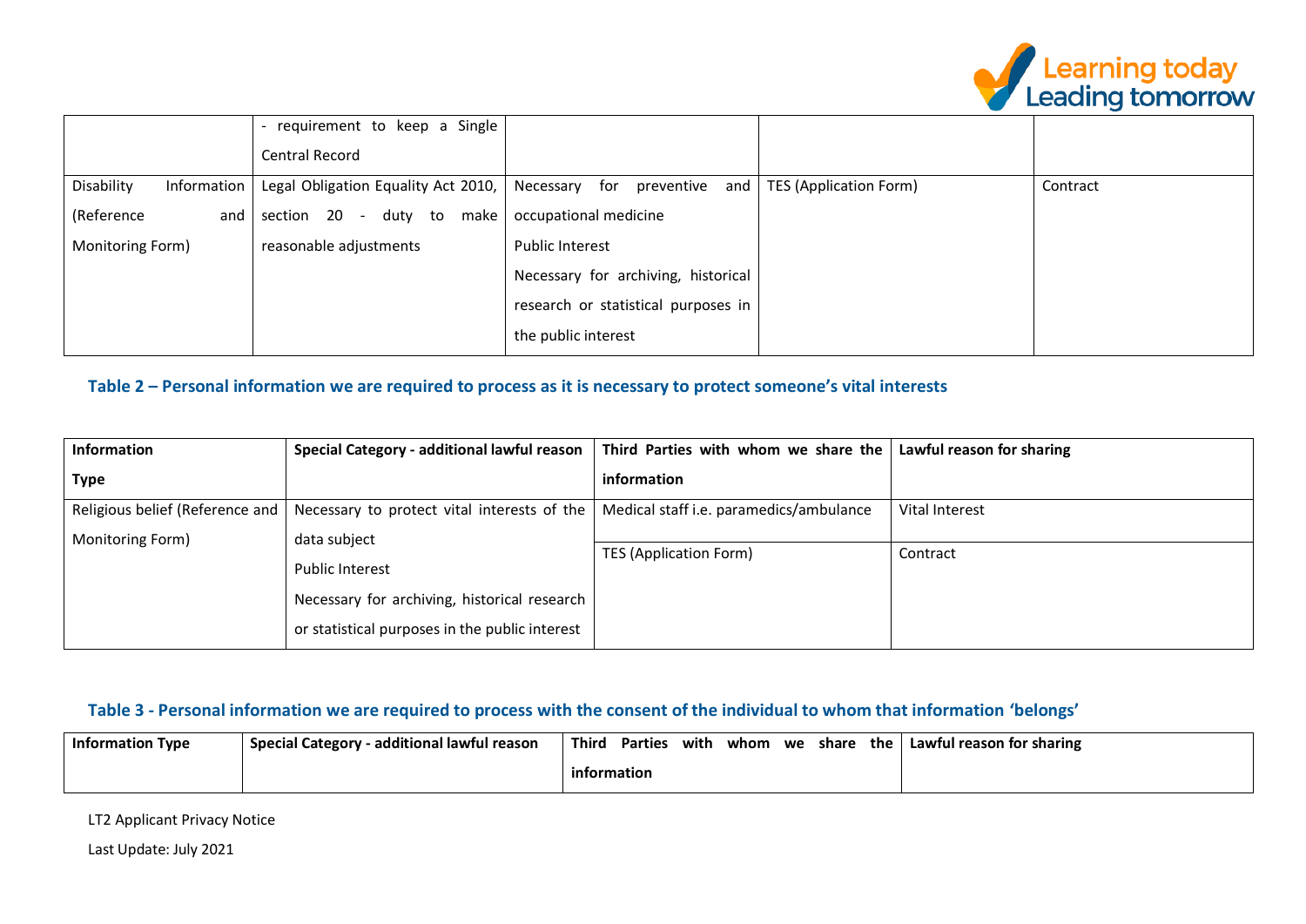|  | - requirement to keep a Single Central Record |  |  |  |
|---|---|---|---|---|
| Disability Information (Reference and Monitoring Form) | Legal Obligation Equality Act 2010, section 20 - duty to make reasonable adjustments | Necessary for preventive and occupational medicine<br>Public Interest<br>Necessary for archiving, historical research or statistical purposes in the public interest | TES (Application Form) | Contract |

### Table 2 – Personal information we are required to process as it is necessary to protect someone's vital interests

| Information Type | Special Category - additional lawful reason | Third Parties with whom we share the information | Lawful reason for sharing |
|---|---|---|---|
| Religious belief (Reference and Monitoring Form) | Necessary to protect vital interests of the data subject<br>Public Interest<br>Necessary for archiving, historical research or statistical purposes in the public interest | Medical staff i.e. paramedics/ambulance | Vital Interest |
|  |  | TES (Application Form) | Contract |

### Table 3 - Personal information we are required to process with the consent of the individual to whom that information 'belongs'

| Information Type | Special Category - additional lawful reason | Third Parties with whom we share the information | Lawful reason for sharing |
|---|---|---|---|

LT2 Applicant Privacy Notice

Last Update: July 2021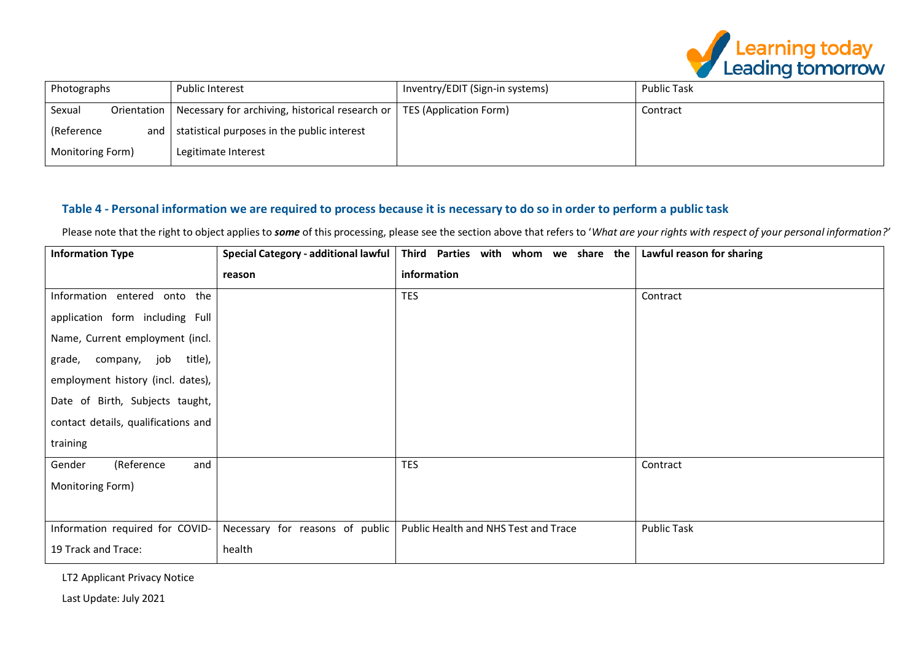| Photographs | Public Interest | Inventry/EDIT (Sign-in systems) | Public Task |
|---|---|---|---|
| Sexual Orientation (Reference and Monitoring Form) | Necessary for archiving, historical research or statistical purposes in the public interest<br>Legitimate Interest | TES (Application Form) | Contract |

### Table 4 - Personal information we are required to process because it is necessary to do so in order to perform a public task

Please note that the right to object applies to ***some*** of this processing, please see the section above that refers to '*What are your rights with respect of your personal information?*'

| Information Type | Special Category - additional lawful reason | Third Parties with whom we share the information | Lawful reason for sharing |
|---|---|---|---|
| Information entered onto the application form including Full Name, Current employment (incl. grade, company, job title), employment history (incl. dates), Date of Birth, Subjects taught, contact details, qualifications and training | | TES | Contract |
| Gender (Reference and Monitoring Form) | | TES | Contract |
| Information required for COVID-19 Track and Trace: | Necessary for reasons of public health | Public Health and NHS Test and Trace | Public Task |

LT2 Applicant Privacy Notice

Last Update: July 2021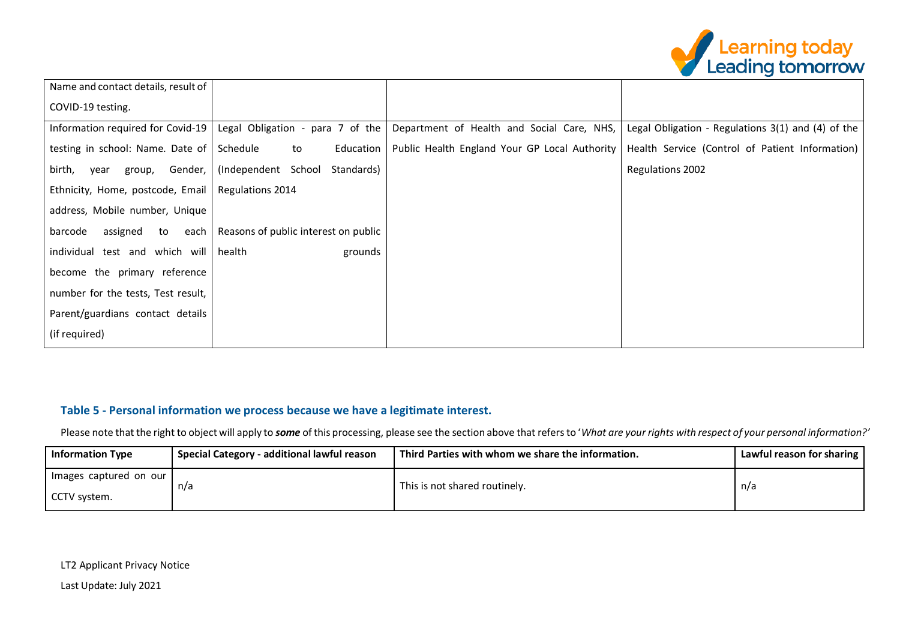| | | | |
|---|---|---|---|
| Name and contact details, result of COVID-19 testing. | | | |
| Information required for Covid-19 testing in school: Name. Date of birth, year group, Gender, Ethnicity, Home, postcode, Email address, Mobile number, Unique barcode assigned to each individual test and which will become the primary reference number for the tests, Test result, Parent/guardians contact details (if required) | Legal Obligation - para 7 of the Schedule to Education (Independent School Standards) Regulations 2014<br><br>Reasons of public interest on public health grounds | Department of Health and Social Care, NHS, Public Health England Your GP Local Authority | Legal Obligation - Regulations 3(1) and (4) of the Health Service (Control of Patient Information) Regulations 2002 |

### Table 5 - Personal information we process because we have a legitimate interest.

Please note that the right to object will apply to ***some*** of this processing, please see the section above that refers to '*What are your rights with respect of your personal information?'*

| Information Type | Special Category - additional lawful reason | Third Parties with whom we share the information. | Lawful reason for sharing |
|---|---|---|---|
| Images captured on our CCTV system. | n/a | This is not shared routinely. | n/a |

LT2 Applicant Privacy Notice

Last Update: July 2021